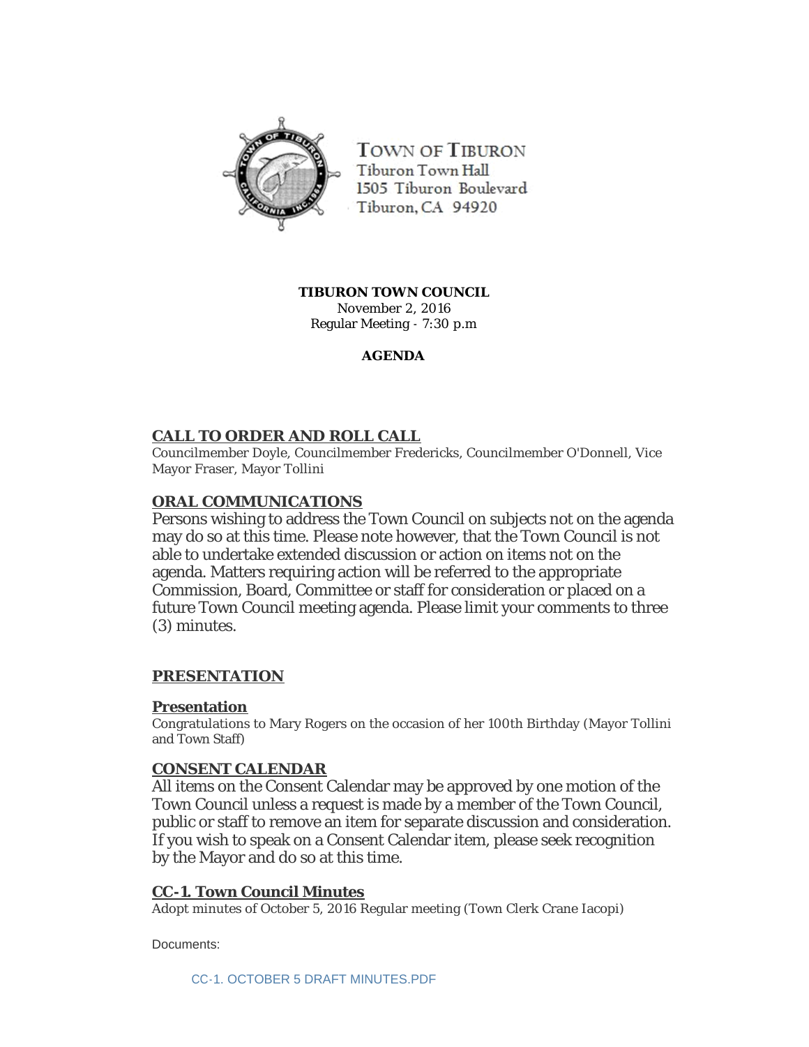TOWN OF TIBURON
Tiburon Town Hall
1505 Tiburon Boulevard
Tiburon, CA 94920

**TIBURON TOWN COUNCIL**
November 2, 2016
Regular Meeting - 7:30 p.m

**AGENDA**

## CALL TO ORDER AND ROLL CALL

Councilmember Doyle, Councilmember Fredericks, Councilmember O'Donnell, Vice Mayor Fraser, Mayor Tollini

## ORAL COMMUNICATIONS

Persons wishing to address the Town Council on subjects not on the agenda may do so at this time. Please note however, that the Town Council is not able to undertake extended discussion or action on items not on the agenda. Matters requiring action will be referred to the appropriate Commission, Board, Committee or staff for consideration or placed on a future Town Council meeting agenda. Please limit your comments to three (3) minutes.

## PRESENTATION

### Presentation

Congratulations to Mary Rogers on the occasion of her 100th Birthday (Mayor Tollini and Town Staff)

## CONSENT CALENDAR

All items on the Consent Calendar may be approved by one motion of the Town Council unless a request is made by a member of the Town Council, public or staff to remove an item for separate discussion and consideration. If you wish to speak on a Consent Calendar item, please seek recognition by the Mayor and do so at this time.

### CC-1. Town Council Minutes

Adopt minutes of October 5, 2016 Regular meeting (Town Clerk Crane Iacopi)

Documents:

CC-1. OCTOBER 5 DRAFT MINUTES.PDF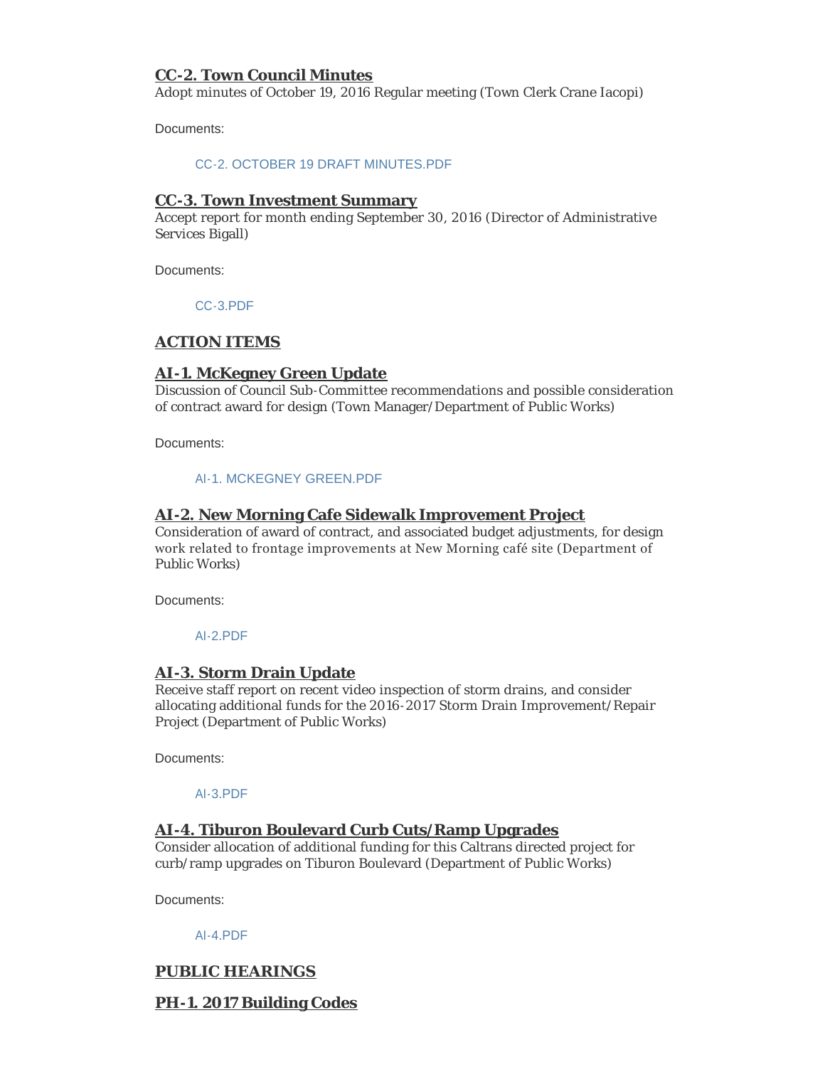### CC-2. Town Council Minutes

Adopt minutes of October 19, 2016 Regular meeting (Town Clerk Crane Iacopi)

Documents:

CC-2. OCTOBER 19 DRAFT MINUTES.PDF

### CC-3. Town Investment Summary

Accept report for month ending September 30, 2016 (Director of Administrative Services Bigall)

Documents:

CC-3.PDF

## ACTION ITEMS

### AI-1. McKegney Green Update

Discussion of Council Sub-Committee recommendations and possible consideration of contract award for design (Town Manager/Department of Public Works)

Documents:

AI-1. MCKEGNEY GREEN.PDF

### AI-2. New Morning Cafe Sidewalk Improvement Project

Consideration of award of contract, and associated budget adjustments, for design work related to frontage improvements at New Morning café site (Department of Public Works)

Documents:

AI-2.PDF

### AI-3. Storm Drain Update

Receive staff report on recent video inspection of storm drains, and consider allocating additional funds for the 2016-2017 Storm Drain Improvement/Repair Project (Department of Public Works)

Documents:

AI-3.PDF

### AI-4. Tiburon Boulevard Curb Cuts/Ramp Upgrades

Consider allocation of additional funding for this Caltrans directed project for curb/ramp upgrades on Tiburon Boulevard (Department of Public Works)

Documents:

AI-4.PDF

## PUBLIC HEARINGS

### PH-1. 2017 Building Codes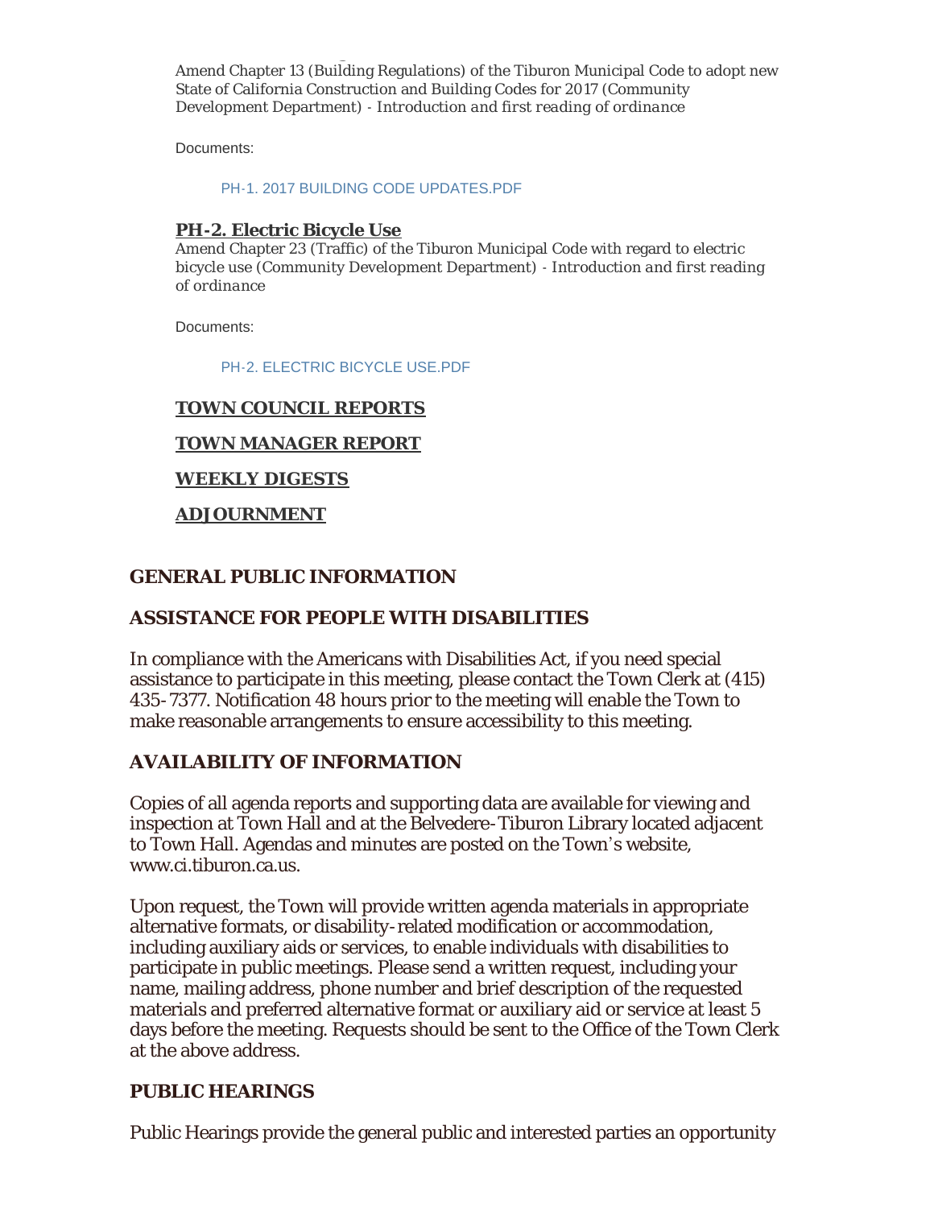Amend Chapter 13 (Building Regulations) of the Tiburon Municipal Code to adopt new State of California Construction and Building Codes for 2017 (Community Development Department) - *Introduction and first reading of ordinance*

Documents:

PH-1. 2017 BUILDING CODE UPDATES.PDF

**PH-2. Electric Bicycle Use**

Amend Chapter 23 (Traffic) of the Tiburon Municipal Code with regard to electric bicycle use (Community Development Department) - *Introduction and first reading of ordinance*

Documents:

PH-2. ELECTRIC BICYCLE USE.PDF

**TOWN COUNCIL REPORTS**

**TOWN MANAGER REPORT**

**WEEKLY DIGESTS**

**ADJOURNMENT**

## GENERAL PUBLIC INFORMATION

## ASSISTANCE FOR PEOPLE WITH DISABILITIES

In compliance with the Americans with Disabilities Act, if you need special assistance to participate in this meeting, please contact the Town Clerk at (415) 435-7377. Notification 48 hours prior to the meeting will enable the Town to make reasonable arrangements to ensure accessibility to this meeting.

## AVAILABILITY OF INFORMATION

Copies of all agenda reports and supporting data are available for viewing and inspection at Town Hall and at the Belvedere-Tiburon Library located adjacent to Town Hall. Agendas and minutes are posted on the Town's website, www.ci.tiburon.ca.us.

Upon request, the Town will provide written agenda materials in appropriate alternative formats, or disability-related modification or accommodation, including auxiliary aids or services, to enable individuals with disabilities to participate in public meetings. Please send a written request, including your name, mailing address, phone number and brief description of the requested materials and preferred alternative format or auxiliary aid or service at least 5 days before the meeting. Requests should be sent to the Office of the Town Clerk at the above address.

## PUBLIC HEARINGS

Public Hearings provide the general public and interested parties an opportunity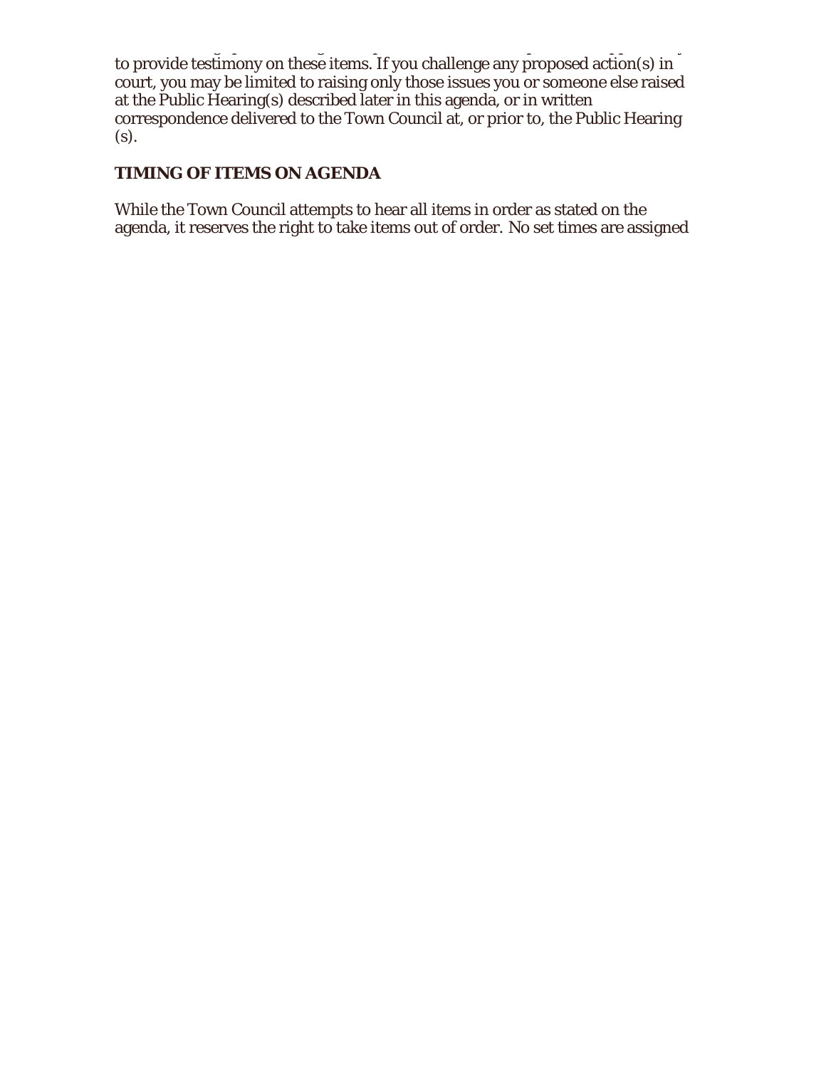to provide testimony on these items. If you challenge any proposed action(s) in court, you may be limited to raising only those issues you or someone else raised at the Public Hearing(s) described later in this agenda, or in written correspondence delivered to the Town Council at, or prior to, the Public Hearing (s).

**TIMING OF ITEMS ON AGENDA**

While the Town Council attempts to hear all items in order as stated on the agenda, it reserves the right to take items out of order. No set times are assigned